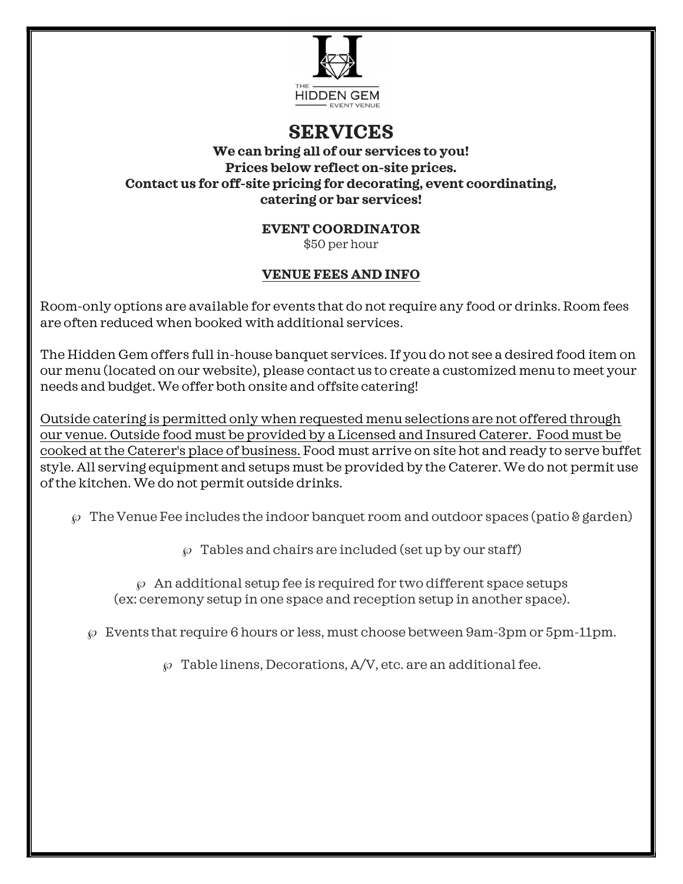THE HIDDEN GEM EVENT VENUE

# SERVICES

**We can bring all of our services to you!**
**Prices below reflect on-site prices.**
**Contact us for off-site pricing for decorating, event coordinating, catering or bar services!**

**EVENT COORDINATOR**
$50 per hour

## VENUE FEES AND INFO

Room-only options are available for events that do not require any food or drinks. Room fees are often reduced when booked with additional services.

The Hidden Gem offers full in-house banquet services. If you do not see a desired food item on our menu (located on our website), please contact us to create a customized menu to meet your needs and budget. We offer both onsite and offsite catering!

Outside catering is permitted only when requested menu selections are not offered through our venue. Outside food must be provided by a Licensed and Insured Caterer. Food must be cooked at the Caterer's place of business. Food must arrive on site hot and ready to serve buffet style. All serving equipment and setups must be provided by the Caterer. We do not permit use of the kitchen. We do not permit outside drinks.

- The Venue Fee includes the indoor banquet room and outdoor spaces (patio & garden)
- Tables and chairs are included (set up by our staff)
- An additional setup fee is required for two different space setups (ex: ceremony setup in one space and reception setup in another space).
- Events that require 6 hours or less, must choose between 9am-3pm or 5pm-11pm.
- Table linens, Decorations, A/V, etc. are an additional fee.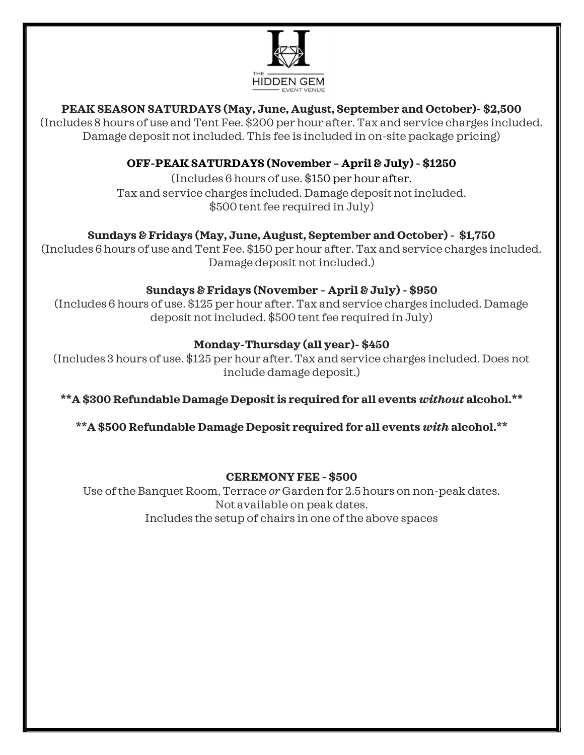THE HIDDEN GEM EVENT VENUE

**PEAK SEASON SATURDAYS (May, June, August, September and October)- $2,500**

(Includes 8 hours of use and Tent Fee. $200 per hour after. Tax and service charges included. Damage deposit not included. This fee is included in on-site package pricing)

**OFF-PEAK SATURDAYS (November – April & July) - $1250**

(Includes 6 hours of use. $150 per hour after.
Tax and service charges included. Damage deposit not included.
$500 tent fee required in July)

**Sundays & Fridays (May, June, August, September and October) - $1,750**

(Includes 6 hours of use and Tent Fee. $150 per hour after. Tax and service charges included. Damage deposit not included.)

**Sundays & Fridays (November – April & July) - $950**

(Includes 6 hours of use. $125 per hour after. Tax and service charges included. Damage deposit not included. $500 tent fee required in July)

**Monday-Thursday (all year)- $450**

(Includes 3 hours of use. $125 per hour after. Tax and service charges included. Does not include damage deposit.)

****A $300 Refundable Damage Deposit is required for all events *without* alcohol.****

****A $500 Refundable Damage Deposit required for all events *with* alcohol.****

**CEREMONY FEE - $500**

Use of the Banquet Room, Terrace *or* Garden for 2.5 hours on non-peak dates.
Not available on peak dates.
Includes the setup of chairs in one of the above spaces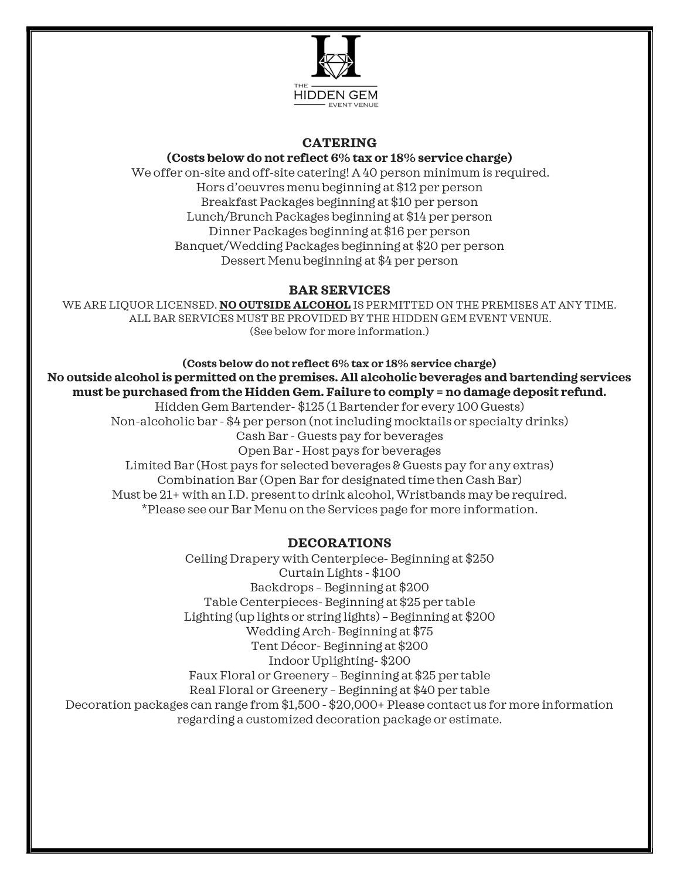# THE HIDDEN GEM EVENT VENUE

## CATERING

**(Costs below do not reflect 6% tax or 18% service charge)**

We offer on-site and off-site catering! A 40 person minimum is required.

Hors d'oeuvres menu beginning at $12 per person

Breakfast Packages beginning at $10 per person

Lunch/Brunch Packages beginning at $14 per person

Dinner Packages beginning at $16 per person

Banquet/Wedding Packages beginning at $20 per person

Dessert Menu beginning at $4 per person

## BAR SERVICES

WE ARE LIQUOR LICENSED. **NO OUTSIDE ALCOHOL** IS PERMITTED ON THE PREMISES AT ANY TIME. ALL BAR SERVICES MUST BE PROVIDED BY THE HIDDEN GEM EVENT VENUE.
(See below for more information.)

**(Costs below do not reflect 6% tax or 18% service charge)**

**No outside alcohol is permitted on the premises. All alcoholic beverages and bartending services must be purchased from the Hidden Gem. Failure to comply = no damage deposit refund.**

Hidden Gem Bartender- $125 (1 Bartender for every 100 Guests)

Non-alcoholic bar - $4 per person (not including mocktails or specialty drinks)

Cash Bar - Guests pay for beverages

Open Bar - Host pays for beverages

Limited Bar (Host pays for selected beverages & Guests pay for any extras)

Combination Bar (Open Bar for designated time then Cash Bar)

Must be 21+ with an I.D. present to drink alcohol, Wristbands may be required.

*Please see our Bar Menu on the Services page for more information.

## DECORATIONS

Ceiling Drapery with Centerpiece- Beginning at $250

Curtain Lights - $100

Backdrops – Beginning at $200

Table Centerpieces- Beginning at $25 per table

Lighting (up lights or string lights) – Beginning at $200

Wedding Arch- Beginning at $75

Tent Décor- Beginning at $200

Indoor Uplighting- $200

Faux Floral or Greenery – Beginning at $25 per table

Real Floral or Greenery – Beginning at $40 per table

Decoration packages can range from $1,500 - $20,000+ Please contact us for more information regarding a customized decoration package or estimate.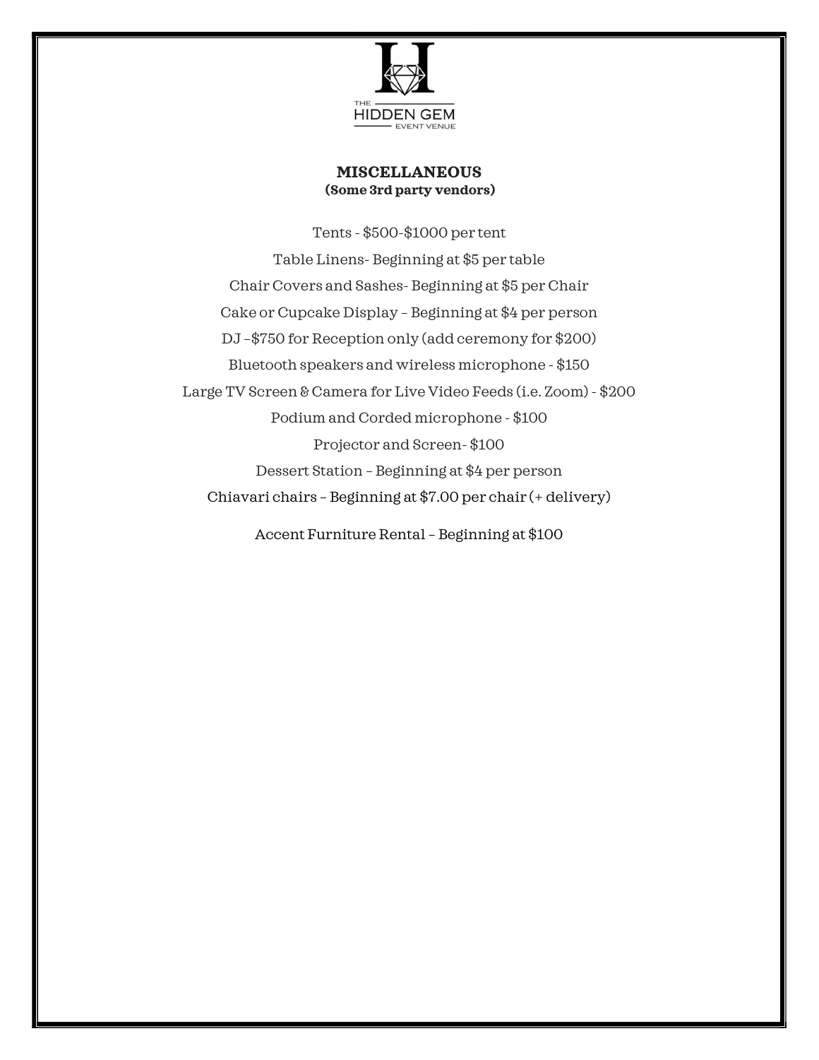THE HIDDEN GEM EVENT VENUE

## MISCELLANEOUS

**(Some 3rd party vendors)**

Tents - $500-$1000 per tent

Table Linens- Beginning at $5 per table

Chair Covers and Sashes- Beginning at $5 per Chair

Cake or Cupcake Display – Beginning at $4 per person

DJ –$750 for Reception only (add ceremony for $200)

Bluetooth speakers and wireless microphone - $150

Large TV Screen & Camera for Live Video Feeds (i.e. Zoom) - $200

Podium and Corded microphone - $100

Projector and Screen- $100

Dessert Station – Beginning at $4 per person

Chiavari chairs – Beginning at $7.00 per chair (+ delivery)

Accent Furniture Rental – Beginning at $100